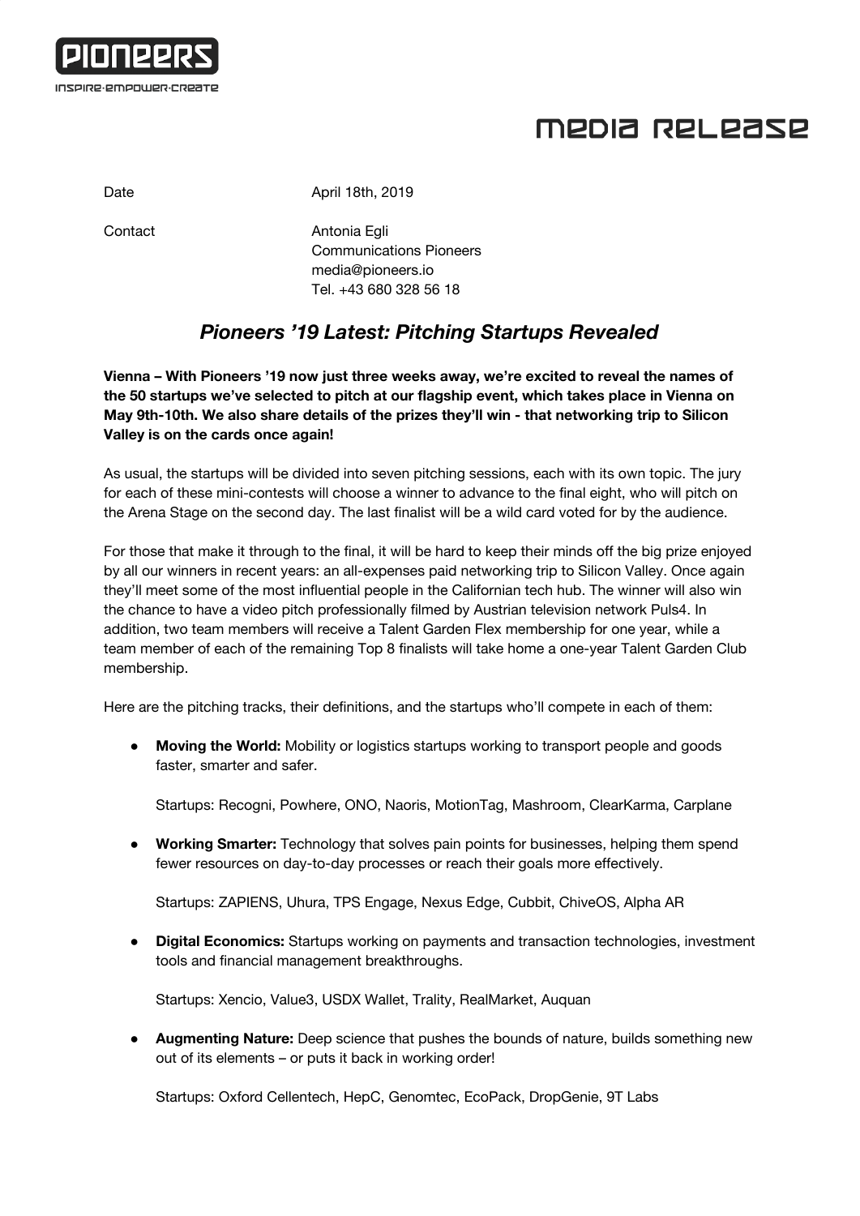PIONEERS

INSPIRE·EMPOWER·CREATE

# MEDIA RELEASE

| | |
|---|---|
| Date | April 18th, 2019 |
| Contact | Antonia Egli<br>Communications Pioneers<br>media@pioneers.io<br>Tel. +43 680 328 56 18 |

## *Pioneers '19 Latest: Pitching Startups Revealed*

**Vienna – With Pioneers '19 now just three weeks away, we're excited to reveal the names of the 50 startups we've selected to pitch at our flagship event, which takes place in Vienna on May 9th-10th. We also share details of the prizes they'll win - that networking trip to Silicon Valley is on the cards once again!**

As usual, the startups will be divided into seven pitching sessions, each with its own topic. The jury for each of these mini-contests will choose a winner to advance to the final eight, who will pitch on the Arena Stage on the second day. The last finalist will be a wild card voted for by the audience.

For those that make it through to the final, it will be hard to keep their minds off the big prize enjoyed by all our winners in recent years: an all-expenses paid networking trip to Silicon Valley. Once again they'll meet some of the most influential people in the Californian tech hub. The winner will also win the chance to have a video pitch professionally filmed by Austrian television network Puls4. In addition, two team members will receive a Talent Garden Flex membership for one year, while a team member of each of the remaining Top 8 finalists will take home a one-year Talent Garden Club membership.

Here are the pitching tracks, their definitions, and the startups who'll compete in each of them:

- **Moving the World:** Mobility or logistics startups working to transport people and goods faster, smarter and safer.

  Startups: Recogni, Powhere, ONO, Naoris, MotionTag, Mashroom, ClearKarma, Carplane

- **Working Smarter:** Technology that solves pain points for businesses, helping them spend fewer resources on day-to-day processes or reach their goals more effectively.

  Startups: ZAPIENS, Uhura, TPS Engage, Nexus Edge, Cubbit, ChiveOS, Alpha AR

- **Digital Economics:** Startups working on payments and transaction technologies, investment tools and financial management breakthroughs.

  Startups: Xencio, Value3, USDX Wallet, Trality, RealMarket, Auquan

- **Augmenting Nature:** Deep science that pushes the bounds of nature, builds something new out of its elements – or puts it back in working order!

  Startups: Oxford Cellentech, HepC, Genomtec, EcoPack, DropGenie, 9T Labs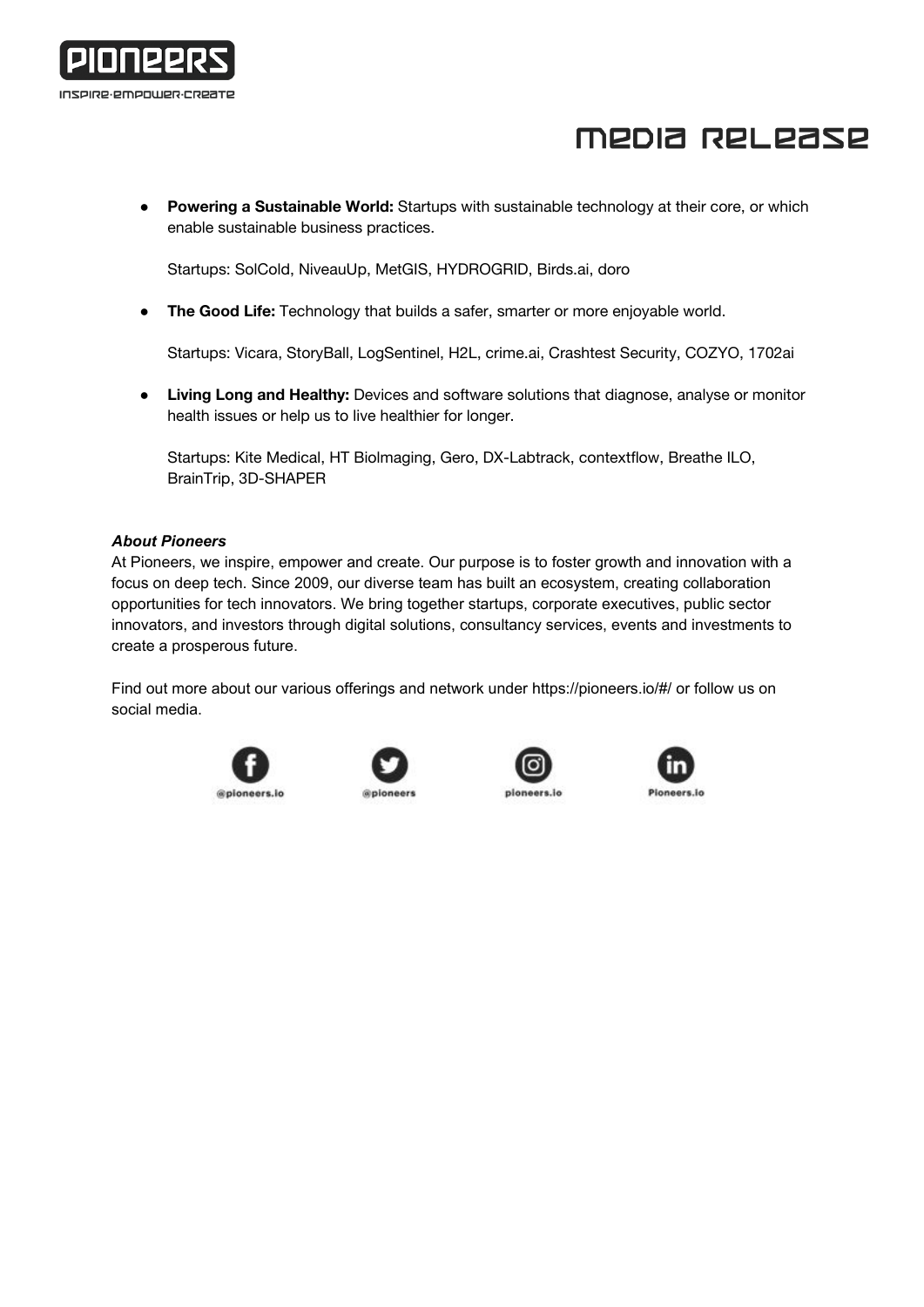- **Powering a Sustainable World:** Startups with sustainable technology at their core, or which enable sustainable business practices.

  Startups: SolCold, NiveauUp, MetGIS, HYDROGRID, Birds.ai, doro

- **The Good Life:** Technology that builds a safer, smarter or more enjoyable world.

  Startups: Vicara, StoryBall, LogSentinel, H2L, crime.ai, Crashtest Security, COZYO, 1702ai

- **Living Long and Healthy:** Devices and software solutions that diagnose, analyse or monitor health issues or help us to live healthier for longer.

  Startups: Kite Medical, HT BioImaging, Gero, DX-Labtrack, contextflow, Breathe ILO, BrainTrip, 3D-SHAPER

***About Pioneers***

At Pioneers, we inspire, empower and create. Our purpose is to foster growth and innovation with a focus on deep tech. Since 2009, our diverse team has built an ecosystem, creating collaboration opportunities for tech innovators. We bring together startups, corporate executives, public sector innovators, and investors through digital solutions, consultancy services, events and investments to create a prosperous future.

Find out more about our various offerings and network under https://pioneers.io/#/ or follow us on social media.

@pioneers.io @pioneers pioneers.io Pioneers.io